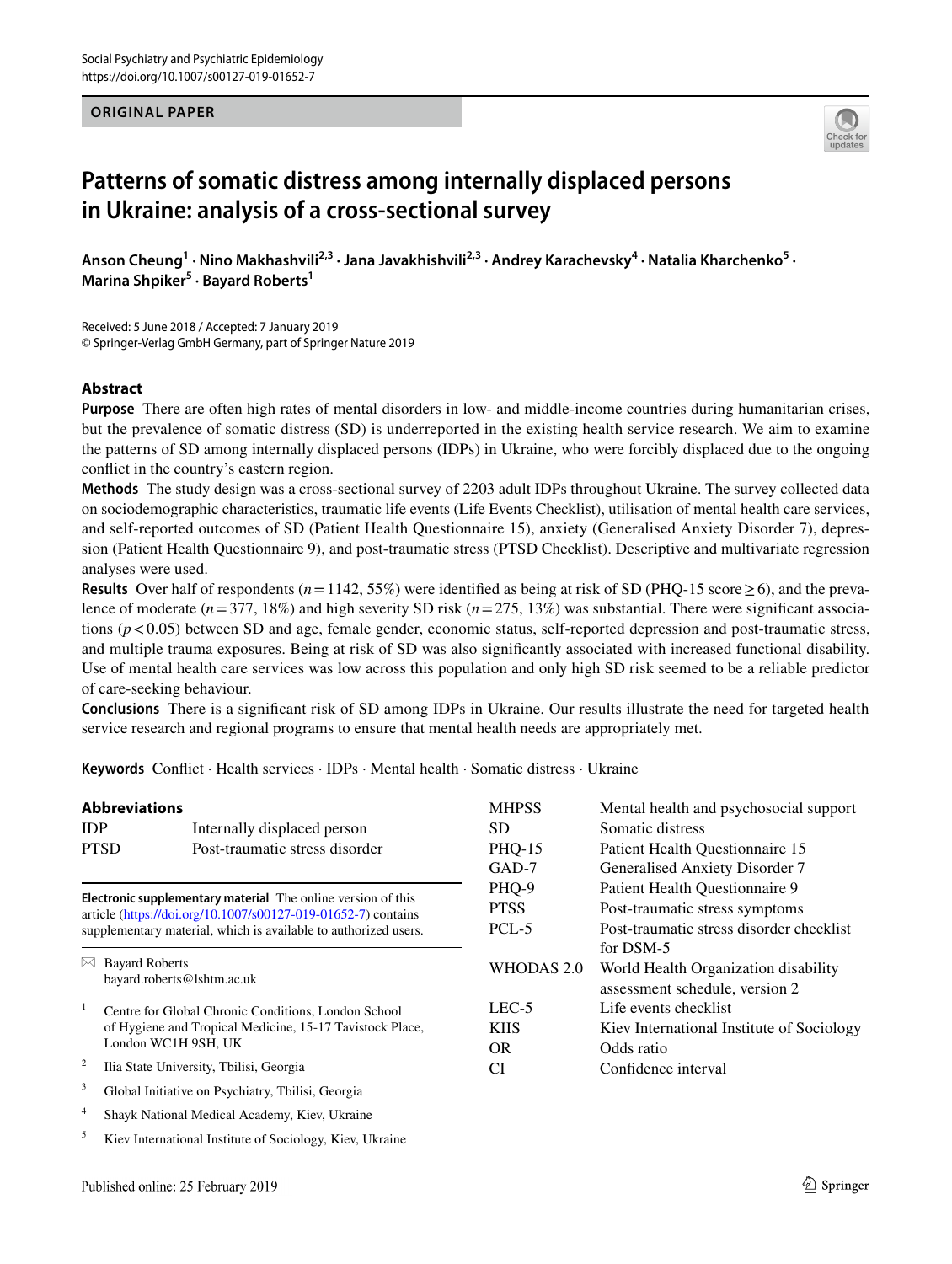ORIGINAL PAPER

# Patterns of somatic distress among internally displaced persons in Ukraine: analysis of a cross-sectional survey

**Anson Cheung[1] · Nino Makhashvili[2,3] · Jana Javakhishvili[2,3] · Andrey Karachevsky[4] · Natalia Kharchenko[5] · Marina Shpiker[5] · Bayard Roberts[1]**

Received: 5 June 2018 / Accepted: 7 January 2019
© Springer-Verlag GmbH Germany, part of Springer Nature 2019

## Abstract

**Purpose** There are often high rates of mental disorders in low- and middle-income countries during humanitarian crises, but the prevalence of somatic distress (SD) is underreported in the existing health service research. We aim to examine the patterns of SD among internally displaced persons (IDPs) in Ukraine, who were forcibly displaced due to the ongoing conflict in the country's eastern region.

**Methods** The study design was a cross-sectional survey of 2203 adult IDPs throughout Ukraine. The survey collected data on sociodemographic characteristics, traumatic life events (Life Events Checklist), utilisation of mental health care services, and self-reported outcomes of SD (Patient Health Questionnaire 15), anxiety (Generalised Anxiety Disorder 7), depression (Patient Health Questionnaire 9), and post-traumatic stress (PTSD Checklist). Descriptive and multivariate regression analyses were used.

**Results** Over half of respondents ($n = 1142$, 55%) were identified as being at risk of SD (PHQ-15 score ≥ 6), and the prevalence of moderate ($n = 377$, 18%) and high severity SD risk ($n = 275$, 13%) was substantial. There were significant associations ($p < 0.05$) between SD and age, female gender, economic status, self-reported depression and post-traumatic stress, and multiple trauma exposures. Being at risk of SD was also significantly associated with increased functional disability. Use of mental health care services was low across this population and only high SD risk seemed to be a reliable predictor of care-seeking behaviour.

**Conclusions** There is a significant risk of SD among IDPs in Ukraine. Our results illustrate the need for targeted health service research and regional programs to ensure that mental health needs are appropriately met.

**Keywords** Conflict · Health services · IDPs · Mental health · Somatic distress · Ukraine

### Abbreviations

| | |
|---|---|
| IDP | Internally displaced person |
| PTSD | Post-traumatic stress disorder |
| MHPSS | Mental health and psychosocial support |
| SD | Somatic distress |
| PHQ-15 | Patient Health Questionnaire 15 |
| GAD-7 | Generalised Anxiety Disorder 7 |
| PHQ-9 | Patient Health Questionnaire 9 |
| PTSS | Post-traumatic stress symptoms |
| PCL-5 | Post-traumatic stress disorder checklist for DSM-5 |
| WHODAS 2.0 | World Health Organization disability assessment schedule, version 2 |
| LEC-5 | Life events checklist |
| KIIS | Kiev International Institute of Sociology |
| OR | Odds ratio |
| CI | Confidence interval |

**Electronic supplementary material** The online version of this article (https://doi.org/10.1007/s00127-019-01652-7) contains supplementary material, which is available to authorized users.

✉ Bayard Roberts
bayard.roberts@lshtm.ac.uk

[1] Centre for Global Chronic Conditions, London School of Hygiene and Tropical Medicine, 15-17 Tavistock Place, London WC1H 9SH, UK

[2] Ilia State University, Tbilisi, Georgia

[3] Global Initiative on Psychiatry, Tbilisi, Georgia

[4] Shayk National Medical Academy, Kiev, Ukraine

[5] Kiev International Institute of Sociology, Kiev, Ukraine

Published online: 25 February 2019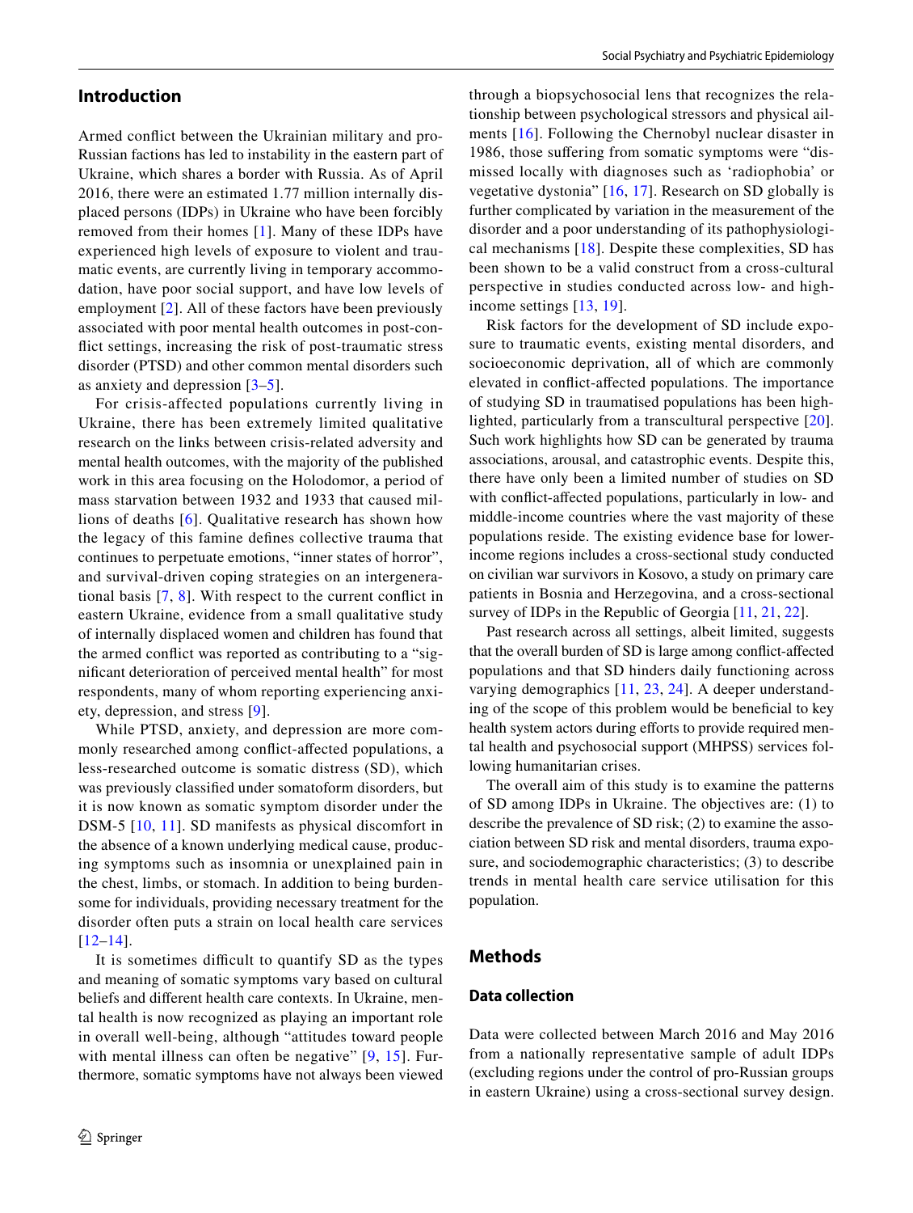## Introduction

Armed conflict between the Ukrainian military and pro-Russian factions has led to instability in the eastern part of Ukraine, which shares a border with Russia. As of April 2016, there were an estimated 1.77 million internally displaced persons (IDPs) in Ukraine who have been forcibly removed from their homes [1]. Many of these IDPs have experienced high levels of exposure to violent and traumatic events, are currently living in temporary accommodation, have poor social support, and have low levels of employment [2]. All of these factors have been previously associated with poor mental health outcomes in post-conflict settings, increasing the risk of post-traumatic stress disorder (PTSD) and other common mental disorders such as anxiety and depression [3–5].

For crisis-affected populations currently living in Ukraine, there has been extremely limited qualitative research on the links between crisis-related adversity and mental health outcomes, with the majority of the published work in this area focusing on the Holodomor, a period of mass starvation between 1932 and 1933 that caused millions of deaths [6]. Qualitative research has shown how the legacy of this famine defines collective trauma that continues to perpetuate emotions, "inner states of horror", and survival-driven coping strategies on an intergenerational basis [7, 8]. With respect to the current conflict in eastern Ukraine, evidence from a small qualitative study of internally displaced women and children has found that the armed conflict was reported as contributing to a "significant deterioration of perceived mental health" for most respondents, many of whom reporting experiencing anxiety, depression, and stress [9].

While PTSD, anxiety, and depression are more commonly researched among conflict-affected populations, a less-researched outcome is somatic distress (SD), which was previously classified under somatoform disorders, but it is now known as somatic symptom disorder under the DSM-5 [10, 11]. SD manifests as physical discomfort in the absence of a known underlying medical cause, producing symptoms such as insomnia or unexplained pain in the chest, limbs, or stomach. In addition to being burdensome for individuals, providing necessary treatment for the disorder often puts a strain on local health care services [12–14].

It is sometimes difficult to quantify SD as the types and meaning of somatic symptoms vary based on cultural beliefs and different health care contexts. In Ukraine, mental health is now recognized as playing an important role in overall well-being, although "attitudes toward people with mental illness can often be negative" [9, 15]. Furthermore, somatic symptoms have not always been viewed through a biopsychosocial lens that recognizes the relationship between psychological stressors and physical ailments [16]. Following the Chernobyl nuclear disaster in 1986, those suffering from somatic symptoms were "dismissed locally with diagnoses such as 'radiophobia' or vegetative dystonia" [16, 17]. Research on SD globally is further complicated by variation in the measurement of the disorder and a poor understanding of its pathophysiological mechanisms [18]. Despite these complexities, SD has been shown to be a valid construct from a cross-cultural perspective in studies conducted across low- and high-income settings [13, 19].

Risk factors for the development of SD include exposure to traumatic events, existing mental disorders, and socioeconomic deprivation, all of which are commonly elevated in conflict-affected populations. The importance of studying SD in traumatised populations has been highlighted, particularly from a transcultural perspective [20]. Such work highlights how SD can be generated by trauma associations, arousal, and catastrophic events. Despite this, there have only been a limited number of studies on SD with conflict-affected populations, particularly in low- and middle-income countries where the vast majority of these populations reside. The existing evidence base for lower-income regions includes a cross-sectional study conducted on civilian war survivors in Kosovo, a study on primary care patients in Bosnia and Herzegovina, and a cross-sectional survey of IDPs in the Republic of Georgia [11, 21, 22].

Past research across all settings, albeit limited, suggests that the overall burden of SD is large among conflict-affected populations and that SD hinders daily functioning across varying demographics [11, 23, 24]. A deeper understanding of the scope of this problem would be beneficial to key health system actors during efforts to provide required mental health and psychosocial support (MHPSS) services following humanitarian crises.

The overall aim of this study is to examine the patterns of SD among IDPs in Ukraine. The objectives are: (1) to describe the prevalence of SD risk; (2) to examine the association between SD risk and mental disorders, trauma exposure, and sociodemographic characteristics; (3) to describe trends in mental health care service utilisation for this population.

## Methods

### Data collection

Data were collected between March 2016 and May 2016 from a nationally representative sample of adult IDPs (excluding regions under the control of pro-Russian groups in eastern Ukraine) using a cross-sectional survey design.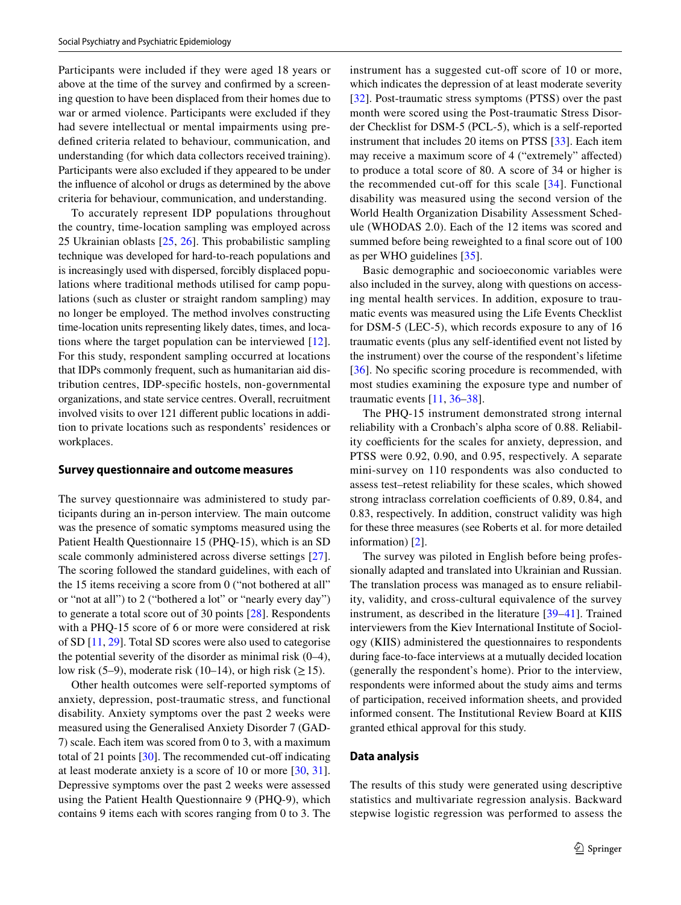Participants were included if they were aged 18 years or above at the time of the survey and confirmed by a screening question to have been displaced from their homes due to war or armed violence. Participants were excluded if they had severe intellectual or mental impairments using predefined criteria related to behaviour, communication, and understanding (for which data collectors received training). Participants were also excluded if they appeared to be under the influence of alcohol or drugs as determined by the above criteria for behaviour, communication, and understanding.

To accurately represent IDP populations throughout the country, time-location sampling was employed across 25 Ukrainian oblasts [25, 26]. This probabilistic sampling technique was developed for hard-to-reach populations and is increasingly used with dispersed, forcibly displaced populations where traditional methods utilised for camp populations (such as cluster or straight random sampling) may no longer be employed. The method involves constructing time-location units representing likely dates, times, and locations where the target population can be interviewed [12]. For this study, respondent sampling occurred at locations that IDPs commonly frequent, such as humanitarian aid distribution centres, IDP-specific hostels, non-governmental organizations, and state service centres. Overall, recruitment involved visits to over 121 different public locations in addition to private locations such as respondents' residences or workplaces.

### Survey questionnaire and outcome measures

The survey questionnaire was administered to study participants during an in-person interview. The main outcome was the presence of somatic symptoms measured using the Patient Health Questionnaire 15 (PHQ-15), which is an SD scale commonly administered across diverse settings [27]. The scoring followed the standard guidelines, with each of the 15 items receiving a score from 0 ("not bothered at all" or "not at all") to 2 ("bothered a lot" or "nearly every day") to generate a total score out of 30 points [28]. Respondents with a PHQ-15 score of 6 or more were considered at risk of SD [11, 29]. Total SD scores were also used to categorise the potential severity of the disorder as minimal risk (0–4), low risk (5–9), moderate risk (10–14), or high risk (≥ 15).

Other health outcomes were self-reported symptoms of anxiety, depression, post-traumatic stress, and functional disability. Anxiety symptoms over the past 2 weeks were measured using the Generalised Anxiety Disorder 7 (GAD-7) scale. Each item was scored from 0 to 3, with a maximum total of 21 points [30]. The recommended cut-off indicating at least moderate anxiety is a score of 10 or more [30, 31]. Depressive symptoms over the past 2 weeks were assessed using the Patient Health Questionnaire 9 (PHQ-9), which contains 9 items each with scores ranging from 0 to 3. The instrument has a suggested cut-off score of 10 or more, which indicates the depression of at least moderate severity [32]. Post-traumatic stress symptoms (PTSS) over the past month were scored using the Post-traumatic Stress Disorder Checklist for DSM-5 (PCL-5), which is a self-reported instrument that includes 20 items on PTSS [33]. Each item may receive a maximum score of 4 ("extremely" affected) to produce a total score of 80. A score of 34 or higher is the recommended cut-off for this scale [34]. Functional disability was measured using the second version of the World Health Organization Disability Assessment Schedule (WHODAS 2.0). Each of the 12 items was scored and summed before being reweighted to a final score out of 100 as per WHO guidelines [35].

Basic demographic and socioeconomic variables were also included in the survey, along with questions on accessing mental health services. In addition, exposure to traumatic events was measured using the Life Events Checklist for DSM-5 (LEC-5), which records exposure to any of 16 traumatic events (plus any self-identified event not listed by the instrument) over the course of the respondent's lifetime [36]. No specific scoring procedure is recommended, with most studies examining the exposure type and number of traumatic events [11, 36–38].

The PHQ-15 instrument demonstrated strong internal reliability with a Cronbach's alpha score of 0.88. Reliability coefficients for the scales for anxiety, depression, and PTSS were 0.92, 0.90, and 0.95, respectively. A separate mini-survey on 110 respondents was also conducted to assess test–retest reliability for these scales, which showed strong intraclass correlation coefficients of 0.89, 0.84, and 0.83, respectively. In addition, construct validity was high for these three measures (see Roberts et al. for more detailed information) [2].

The survey was piloted in English before being professionally adapted and translated into Ukrainian and Russian. The translation process was managed as to ensure reliability, validity, and cross-cultural equivalence of the survey instrument, as described in the literature [39–41]. Trained interviewers from the Kiev International Institute of Sociology (KIIS) administered the questionnaires to respondents during face-to-face interviews at a mutually decided location (generally the respondent's home). Prior to the interview, respondents were informed about the study aims and terms of participation, received information sheets, and provided informed consent. The Institutional Review Board at KIIS granted ethical approval for this study.

### Data analysis

The results of this study were generated using descriptive statistics and multivariate regression analysis. Backward stepwise logistic regression was performed to assess the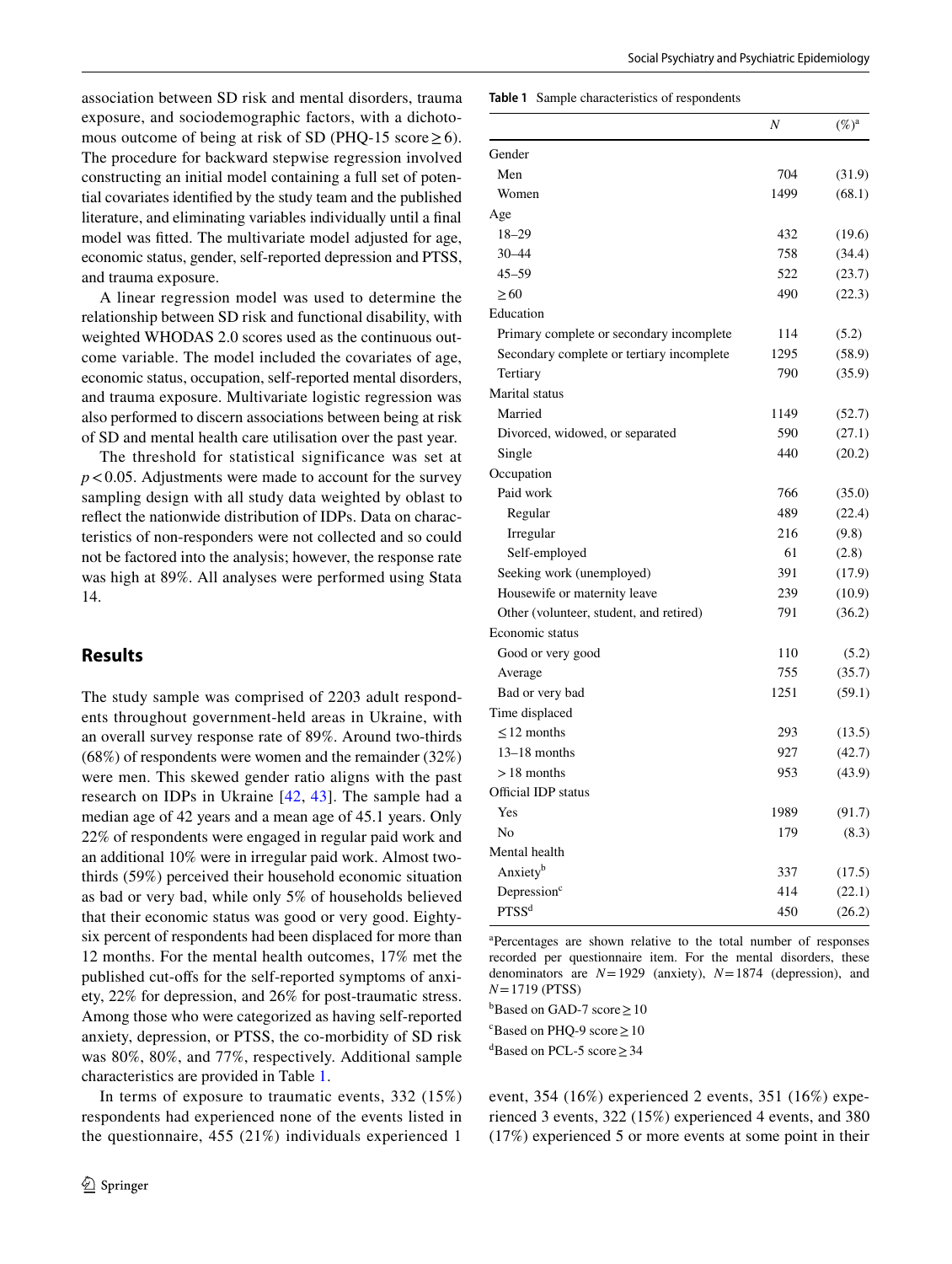association between SD risk and mental disorders, trauma exposure, and sociodemographic factors, with a dichotomous outcome of being at risk of SD (PHQ-15 score ≥ 6). The procedure for backward stepwise regression involved constructing an initial model containing a full set of potential covariates identified by the study team and the published literature, and eliminating variables individually until a final model was fitted. The multivariate model adjusted for age, economic status, gender, self-reported depression and PTSS, and trauma exposure.

A linear regression model was used to determine the relationship between SD risk and functional disability, with weighted WHODAS 2.0 scores used as the continuous outcome variable. The model included the covariates of age, economic status, occupation, self-reported mental disorders, and trauma exposure. Multivariate logistic regression was also performed to discern associations between being at risk of SD and mental health care utilisation over the past year.

The threshold for statistical significance was set at $p < 0.05$. Adjustments were made to account for the survey sampling design with all study data weighted by oblast to reflect the nationwide distribution of IDPs. Data on characteristics of non-responders were not collected and so could not be factored into the analysis; however, the response rate was high at 89%. All analyses were performed using Stata 14.

## Results

The study sample was comprised of 2203 adult respondents throughout government-held areas in Ukraine, with an overall survey response rate of 89%. Around two-thirds (68%) of respondents were women and the remainder (32%) were men. This skewed gender ratio aligns with the past research on IDPs in Ukraine [42, 43]. The sample had a median age of 42 years and a mean age of 45.1 years. Only 22% of respondents were engaged in regular paid work and an additional 10% were in irregular paid work. Almost two-thirds (59%) perceived their household economic situation as bad or very bad, while only 5% of households believed that their economic status was good or very good. Eighty-six percent of respondents had been displaced for more than 12 months. For the mental health outcomes, 17% met the published cut-offs for the self-reported symptoms of anxiety, 22% for depression, and 26% for post-traumatic stress. Among those who were categorized as having self-reported anxiety, depression, or PTSS, the co-morbidity of SD risk was 80%, 80%, and 77%, respectively. Additional sample characteristics are provided in Table 1.

In terms of exposure to traumatic events, 332 (15%) respondents had experienced none of the events listed in the questionnaire, 455 (21%) individuals experienced 1 event, 354 (16%) experienced 2 events, 351 (16%) experienced 3 events, 322 (15%) experienced 4 events, and 380 (17%) experienced 5 or more events at some point in their

**Table 1** Sample characteristics of respondents

| | N | (%)[a] |
|---|---|---|
| Gender | | |
| Men | 704 | (31.9) |
| Women | 1499 | (68.1) |
| Age | | |
| 18–29 | 432 | (19.6) |
| 30–44 | 758 | (34.4) |
| 45–59 | 522 | (23.7) |
| ≥ 60 | 490 | (22.3) |
| Education | | |
| Primary complete or secondary incomplete | 114 | (5.2) |
| Secondary complete or tertiary incomplete | 1295 | (58.9) |
| Tertiary | 790 | (35.9) |
| Marital status | | |
| Married | 1149 | (52.7) |
| Divorced, widowed, or separated | 590 | (27.1) |
| Single | 440 | (20.2) |
| Occupation | | |
| Paid work | 766 | (35.0) |
| Regular | 489 | (22.4) |
| Irregular | 216 | (9.8) |
| Self-employed | 61 | (2.8) |
| Seeking work (unemployed) | 391 | (17.9) |
| Housewife or maternity leave | 239 | (10.9) |
| Other (volunteer, student, and retired) | 791 | (36.2) |
| Economic status | | |
| Good or very good | 110 | (5.2) |
| Average | 755 | (35.7) |
| Bad or very bad | 1251 | (59.1) |
| Time displaced | | |
| ≤ 12 months | 293 | (13.5) |
| 13–18 months | 927 | (42.7) |
| > 18 months | 953 | (43.9) |
| Official IDP status | | |
| Yes | 1989 | (91.7) |
| No | 179 | (8.3) |
| Mental health | | |
| Anxiety[b] | 337 | (17.5) |
| Depression[c] | 414 | (22.1) |
| PTSS[d] | 450 | (26.2) |

[a]Percentages are shown relative to the total number of responses recorded per questionnaire item. For the mental disorders, these denominators are $N = 1929$ (anxiety), $N = 1874$ (depression), and $N = 1719$ (PTSS)

[b]Based on GAD-7 score ≥ 10

[c]Based on PHQ-9 score ≥ 10

[d]Based on PCL-5 score ≥ 34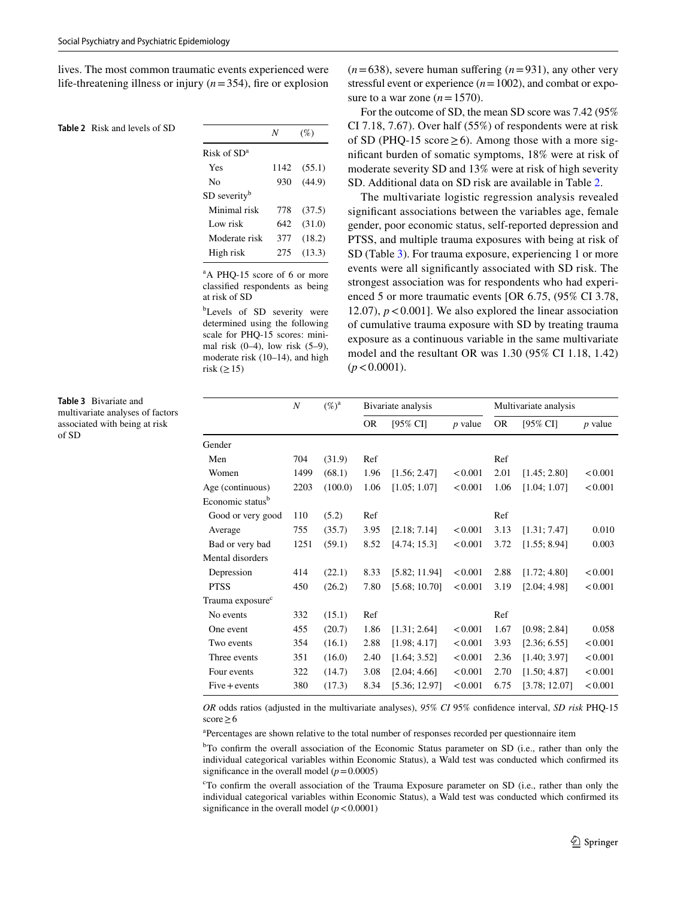lives. The most common traumatic events experienced were life-threatening illness or injury ($n = 354$), fire or explosion ($n = 638$), severe human suffering ($n = 931$), any other very stressful event or experience ($n = 1002$), and combat or exposure to a war zone ($n = 1570$).

**Table 2** Risk and levels of SD

| | N | (%) |
|---|---|---|
| Risk of SD[a] | | |
| Yes | 1142 | (55.1) |
| No | 930 | (44.9) |
| SD severity[b] | | |
| Minimal risk | 778 | (37.5) |
| Low risk | 642 | (31.0) |
| Moderate risk | 377 | (18.2) |
| High risk | 275 | (13.3) |

[a]A PHQ-15 score of 6 or more classified respondents as being at risk of SD

[b]Levels of SD severity were determined using the following scale for PHQ-15 scores: minimal risk (0–4), low risk (5–9), moderate risk (10–14), and high risk (≥ 15)

For the outcome of SD, the mean SD score was 7.42 (95% CI 7.18, 7.67). Over half (55%) of respondents were at risk of SD (PHQ-15 score ≥ 6). Among those with a more significant burden of somatic symptoms, 18% were at risk of moderate severity SD and 13% were at risk of high severity SD. Additional data on SD risk are available in Table 2.

The multivariate logistic regression analysis revealed significant associations between the variables age, female gender, poor economic status, self-reported depression and PTSS, and multiple trauma exposures with being at risk of SD (Table 3). For trauma exposure, experiencing 1 or more events were all significantly associated with SD risk. The strongest association was for respondents who had experienced 5 or more traumatic events [OR 6.75, (95% CI 3.78, 12.07), $p < 0.001$]. We also explored the linear association of cumulative trauma exposure with SD by treating trauma exposure as a continuous variable in the same multivariate model and the resultant OR was 1.30 (95% CI 1.18, 1.42) ($p < 0.0001$).

**Table 3** Bivariate and multivariate analyses of factors associated with being at risk of SD

| | N | (%)[a] | Bivariate analysis | | | Multivariate analysis | | |
|---|---|---|---|---|---|---|---|---|
| | | | OR | [95% CI] | p value | OR | [95% CI] | p value |
| Gender | | | | | | | | |
| Men | 704 | (31.9) | Ref | | | Ref | | |
| Women | 1499 | (68.1) | 1.96 | [1.56; 2.47] | < 0.001 | 2.01 | [1.45; 2.80] | < 0.001 |
| Age (continuous) | 2203 | (100.0) | 1.06 | [1.05; 1.07] | < 0.001 | 1.06 | [1.04; 1.07] | < 0.001 |
| Economic status[b] | | | | | | | | |
| Good or very good | 110 | (5.2) | Ref | | | Ref | | |
| Average | 755 | (35.7) | 3.95 | [2.18; 7.14] | < 0.001 | 3.13 | [1.31; 7.47] | 0.010 |
| Bad or very bad | 1251 | (59.1) | 8.52 | [4.74; 15.3] | < 0.001 | 3.72 | [1.55; 8.94] | 0.003 |
| Mental disorders | | | | | | | | |
| Depression | 414 | (22.1) | 8.33 | [5.82; 11.94] | < 0.001 | 2.88 | [1.72; 4.80] | < 0.001 |
| PTSS | 450 | (26.2) | 7.80 | [5.68; 10.70] | < 0.001 | 3.19 | [2.04; 4.98] | < 0.001 |
| Trauma exposure[c] | | | | | | | | |
| No events | 332 | (15.1) | Ref | | | Ref | | |
| One event | 455 | (20.7) | 1.86 | [1.31; 2.64] | < 0.001 | 1.67 | [0.98; 2.84] | 0.058 |
| Two events | 354 | (16.1) | 2.88 | [1.98; 4.17] | < 0.001 | 3.93 | [2.36; 6.55] | < 0.001 |
| Three events | 351 | (16.0) | 2.40 | [1.64; 3.52] | < 0.001 | 2.36 | [1.40; 3.97] | < 0.001 |
| Four events | 322 | (14.7) | 3.08 | [2.04; 4.66] | < 0.001 | 2.70 | [1.50; 4.87] | < 0.001 |
| Five + events | 380 | (17.3) | 8.34 | [5.36; 12.97] | < 0.001 | 6.75 | [3.78; 12.07] | < 0.001 |

*OR* odds ratios (adjusted in the multivariate analyses), *95% CI* 95% confidence interval, *SD risk* PHQ-15 score ≥ 6

[a]Percentages are shown relative to the total number of responses recorded per questionnaire item

[b]To confirm the overall association of the Economic Status parameter on SD (i.e., rather than only the individual categorical variables within Economic Status), a Wald test was conducted which confirmed its significance in the overall model ($p = 0.0005$)

[c]To confirm the overall association of the Trauma Exposure parameter on SD (i.e., rather than only the individual categorical variables within Economic Status), a Wald test was conducted which confirmed its significance in the overall model ($p < 0.0001$)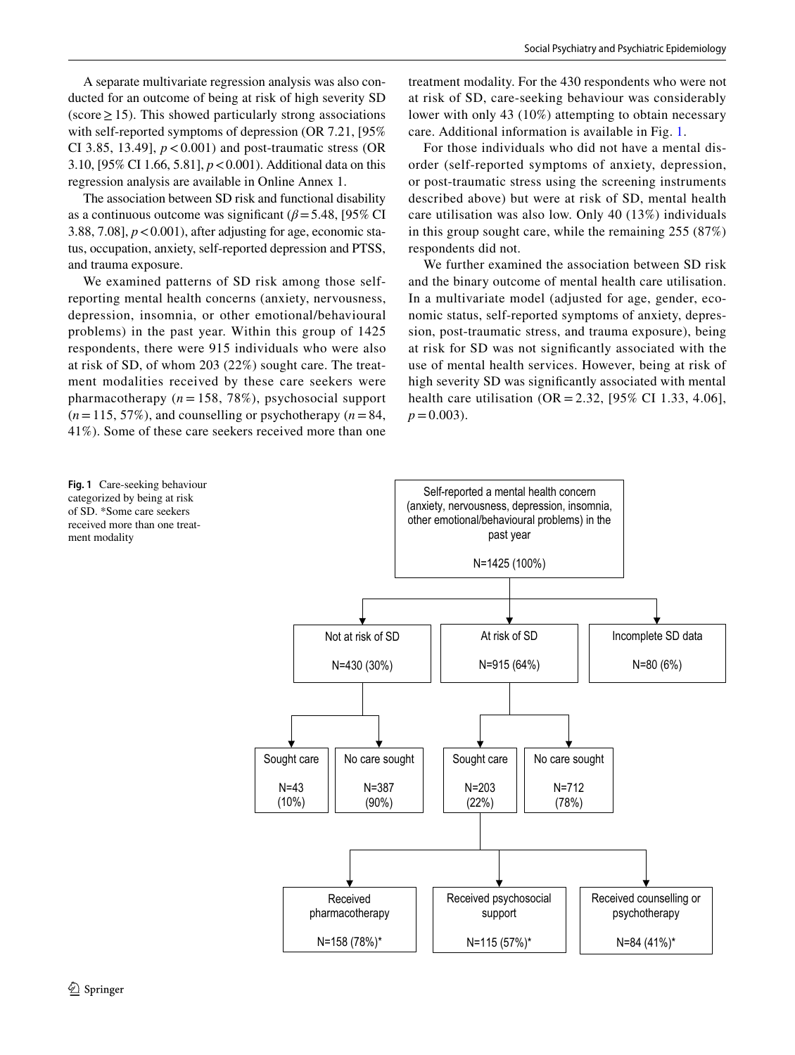A separate multivariate regression analysis was also conducted for an outcome of being at risk of high severity SD (score ≥ 15). This showed particularly strong associations with self-reported symptoms of depression (OR 7.21, [95% CI 3.85, 13.49], $p < 0.001$) and post-traumatic stress (OR 3.10, [95% CI 1.66, 5.81], $p < 0.001$). Additional data on this regression analysis are available in Online Annex 1.

The association between SD risk and functional disability as a continuous outcome was significant ($\beta = 5.48$, [95% CI 3.88, 7.08], $p < 0.001$), after adjusting for age, economic status, occupation, anxiety, self-reported depression and PTSS, and trauma exposure.

We examined patterns of SD risk among those self-reporting mental health concerns (anxiety, nervousness, depression, insomnia, or other emotional/behavioural problems) in the past year. Within this group of 1425 respondents, there were 915 individuals who were also at risk of SD, of whom 203 (22%) sought care. The treatment modalities received by these care seekers were pharmacotherapy ($n = 158$, 78%), psychosocial support ($n = 115$, 57%), and counselling or psychotherapy ($n = 84$, 41%). Some of these care seekers received more than one treatment modality. For the 430 respondents who were not at risk of SD, care-seeking behaviour was considerably lower with only 43 (10%) attempting to obtain necessary care. Additional information is available in Fig. 1.

For those individuals who did not have a mental disorder (self-reported symptoms of anxiety, depression, or post-traumatic stress using the screening instruments described above) but were at risk of SD, mental health care utilisation was also low. Only 40 (13%) individuals in this group sought care, while the remaining 255 (87%) respondents did not.

We further examined the association between SD risk and the binary outcome of mental health care utilisation. In a multivariate model (adjusted for age, gender, economic status, self-reported symptoms of anxiety, depression, post-traumatic stress, and trauma exposure), being at risk for SD was not significantly associated with the use of mental health services. However, being at risk of high severity SD was significantly associated with mental health care utilisation (OR = 2.32, [95% CI 1.33, 4.06], $p = 0.003$).

**Fig. 1** Care-seeking behaviour categorized by being at risk of SD. *Some care seekers received more than one treatment modality

- Self-reported a mental health concern (anxiety, nervousness, depression, insomnia, other emotional/behavioural problems) in the past year — N=1425 (100%)
  - Not at risk of SD — N=430 (30%)
    - Sought care — N=43 (10%)
    - No care sought — N=387 (90%)
  - At risk of SD — N=915 (64%)
    - Sought care — N=203 (22%)
      - Received pharmacotherapy — N=158 (78%)*
      - Received psychosocial support — N=115 (57%)*
      - Received counselling or psychotherapy — N=84 (41%)*
    - No care sought — N=712 (78%)
  - Incomplete SD data — N=80 (6%)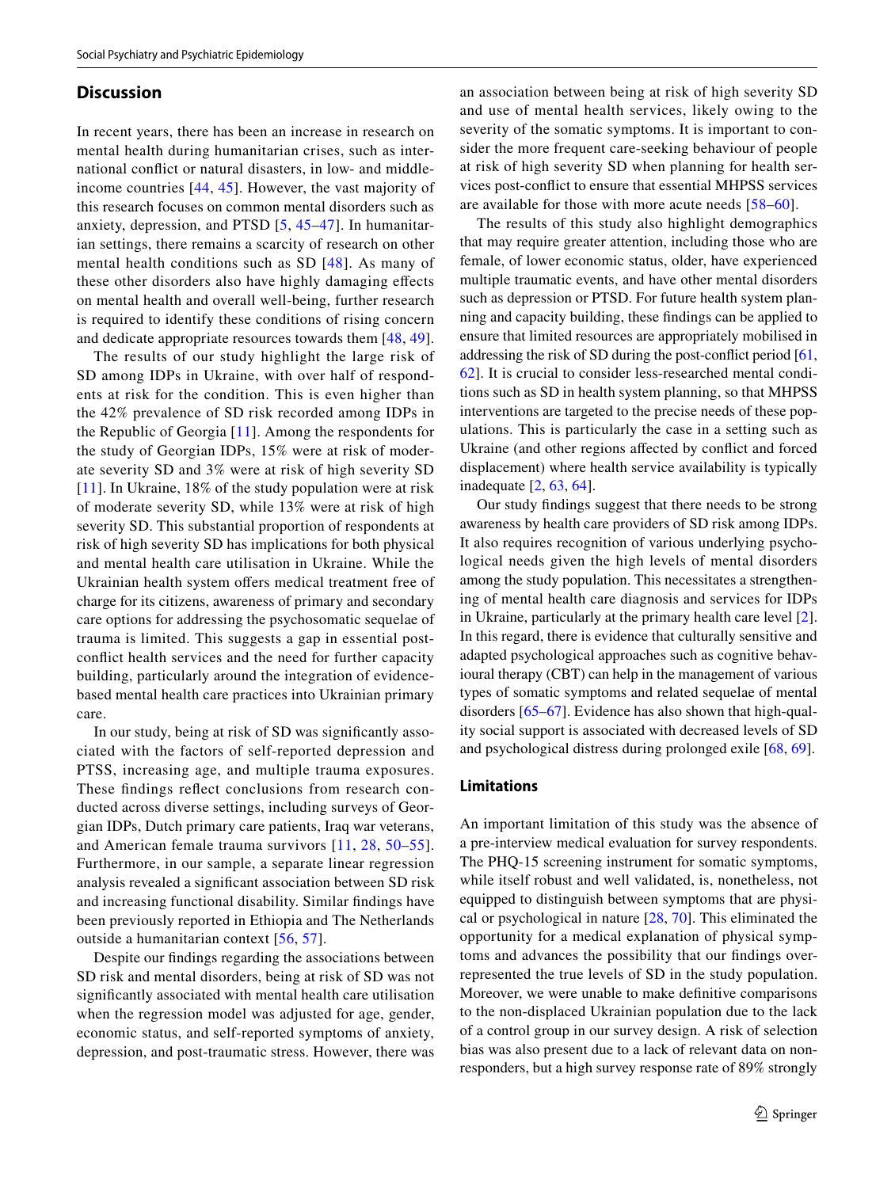## Discussion

In recent years, there has been an increase in research on mental health during humanitarian crises, such as international conflict or natural disasters, in low- and middle-income countries [44, 45]. However, the vast majority of this research focuses on common mental disorders such as anxiety, depression, and PTSD [5, 45–47]. In humanitarian settings, there remains a scarcity of research on other mental health conditions such as SD [48]. As many of these other disorders also have highly damaging effects on mental health and overall well-being, further research is required to identify these conditions of rising concern and dedicate appropriate resources towards them [48, 49].

The results of our study highlight the large risk of SD among IDPs in Ukraine, with over half of respondents at risk for the condition. This is even higher than the 42% prevalence of SD risk recorded among IDPs in the Republic of Georgia [11]. Among the respondents for the study of Georgian IDPs, 15% were at risk of moderate severity SD and 3% were at risk of high severity SD [11]. In Ukraine, 18% of the study population were at risk of moderate severity SD, while 13% were at risk of high severity SD. This substantial proportion of respondents at risk of high severity SD has implications for both physical and mental health care utilisation in Ukraine. While the Ukrainian health system offers medical treatment free of charge for its citizens, awareness of primary and secondary care options for addressing the psychosomatic sequelae of trauma is limited. This suggests a gap in essential post-conflict health services and the need for further capacity building, particularly around the integration of evidence-based mental health care practices into Ukrainian primary care.

In our study, being at risk of SD was significantly associated with the factors of self-reported depression and PTSS, increasing age, and multiple trauma exposures. These findings reflect conclusions from research conducted across diverse settings, including surveys of Georgian IDPs, Dutch primary care patients, Iraq war veterans, and American female trauma survivors [11, 28, 50–55]. Furthermore, in our sample, a separate linear regression analysis revealed a significant association between SD risk and increasing functional disability. Similar findings have been previously reported in Ethiopia and The Netherlands outside a humanitarian context [56, 57].

Despite our findings regarding the associations between SD risk and mental disorders, being at risk of SD was not significantly associated with mental health care utilisation when the regression model was adjusted for age, gender, economic status, and self-reported symptoms of anxiety, depression, and post-traumatic stress. However, there was an association between being at risk of high severity SD and use of mental health services, likely owing to the severity of the somatic symptoms. It is important to consider the more frequent care-seeking behaviour of people at risk of high severity SD when planning for health services post-conflict to ensure that essential MHPSS services are available for those with more acute needs [58–60].

The results of this study also highlight demographics that may require greater attention, including those who are female, of lower economic status, older, have experienced multiple traumatic events, and have other mental disorders such as depression or PTSD. For future health system planning and capacity building, these findings can be applied to ensure that limited resources are appropriately mobilised in addressing the risk of SD during the post-conflict period [61, 62]. It is crucial to consider less-researched mental conditions such as SD in health system planning, so that MHPSS interventions are targeted to the precise needs of these populations. This is particularly the case in a setting such as Ukraine (and other regions affected by conflict and forced displacement) where health service availability is typically inadequate [2, 63, 64].

Our study findings suggest that there needs to be strong awareness by health care providers of SD risk among IDPs. It also requires recognition of various underlying psychological needs given the high levels of mental disorders among the study population. This necessitates a strengthening of mental health care diagnosis and services for IDPs in Ukraine, particularly at the primary health care level [2]. In this regard, there is evidence that culturally sensitive and adapted psychological approaches such as cognitive behavioural therapy (CBT) can help in the management of various types of somatic symptoms and related sequelae of mental disorders [65–67]. Evidence has also shown that high-quality social support is associated with decreased levels of SD and psychological distress during prolonged exile [68, 69].

## Limitations

An important limitation of this study was the absence of a pre-interview medical evaluation for survey respondents. The PHQ-15 screening instrument for somatic symptoms, while itself robust and well validated, is, nonetheless, not equipped to distinguish between symptoms that are physical or psychological in nature [28, 70]. This eliminated the opportunity for a medical explanation of physical symptoms and advances the possibility that our findings over-represented the true levels of SD in the study population. Moreover, we were unable to make definitive comparisons to the non-displaced Ukrainian population due to the lack of a control group in our survey design. A risk of selection bias was also present due to a lack of relevant data on non-responders, but a high survey response rate of 89% strongly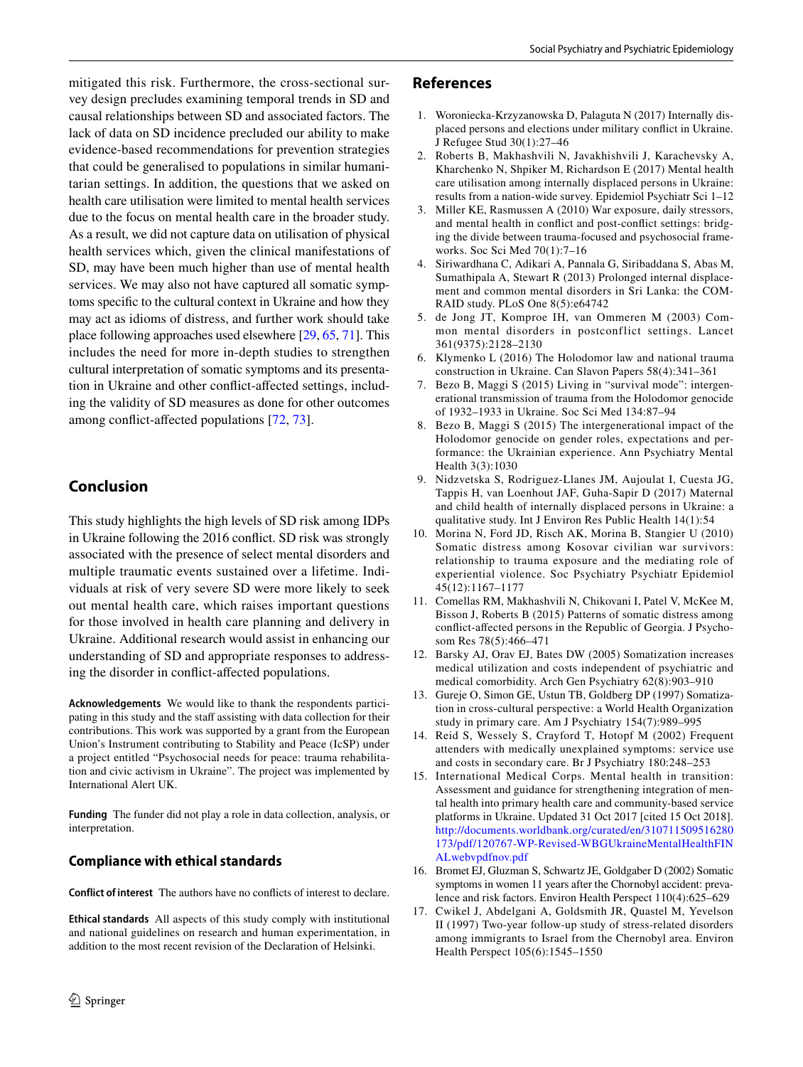mitigated this risk. Furthermore, the cross-sectional survey design precludes examining temporal trends in SD and causal relationships between SD and associated factors. The lack of data on SD incidence precluded our ability to make evidence-based recommendations for prevention strategies that could be generalised to populations in similar humanitarian settings. In addition, the questions that we asked on health care utilisation were limited to mental health services due to the focus on mental health care in the broader study. As a result, we did not capture data on utilisation of physical health services which, given the clinical manifestations of SD, may have been much higher than use of mental health services. We may also not have captured all somatic symptoms specific to the cultural context in Ukraine and how they may act as idioms of distress, and further work should take place following approaches used elsewhere [29, 65, 71]. This includes the need for more in-depth studies to strengthen cultural interpretation of somatic symptoms and its presentation in Ukraine and other conflict-affected settings, including the validity of SD measures as done for other outcomes among conflict-affected populations [72, 73].

## Conclusion

This study highlights the high levels of SD risk among IDPs in Ukraine following the 2016 conflict. SD risk was strongly associated with the presence of select mental disorders and multiple traumatic events sustained over a lifetime. Individuals at risk of very severe SD were more likely to seek out mental health care, which raises important questions for those involved in health care planning and delivery in Ukraine. Additional research would assist in enhancing our understanding of SD and appropriate responses to addressing the disorder in conflict-affected populations.

**Acknowledgements** We would like to thank the respondents participating in this study and the staff assisting with data collection for their contributions. This work was supported by a grant from the European Union's Instrument contributing to Stability and Peace (IcSP) under a project entitled "Psychosocial needs for peace: trauma rehabilitation and civic activism in Ukraine". The project was implemented by International Alert UK.

**Funding** The funder did not play a role in data collection, analysis, or interpretation.

### Compliance with ethical standards

**Conflict of interest** The authors have no conflicts of interest to declare.

**Ethical standards** All aspects of this study comply with institutional and national guidelines on research and human experimentation, in addition to the most recent revision of the Declaration of Helsinki.

## References

1. Woroniecka-Krzyzanowska D, Palaguta N (2017) Internally displaced persons and elections under military conflict in Ukraine. J Refugee Stud 30(1):27–46
2. Roberts B, Makhashvili N, Javakhishvili J, Karachevsky A, Kharchenko N, Shpiker M, Richardson E (2017) Mental health care utilisation among internally displaced persons in Ukraine: results from a nation-wide survey. Epidemiol Psychiatr Sci 1–12
3. Miller KE, Rasmussen A (2010) War exposure, daily stressors, and mental health in conflict and post-conflict settings: bridging the divide between trauma-focused and psychosocial frameworks. Soc Sci Med 70(1):7–16
4. Siriwardhana C, Adikari A, Pannala G, Siribaddana S, Abas M, Sumathipala A, Stewart R (2013) Prolonged internal displacement and common mental disorders in Sri Lanka: the COMRAID study. PLoS One 8(5):e64742
5. de Jong JT, Komproe IH, van Ommeren M (2003) Common mental disorders in postconflict settings. Lancet 361(9375):2128–2130
6. Klymenko L (2016) The Holodomor law and national trauma construction in Ukraine. Can Slavon Papers 58(4):341–361
7. Bezo B, Maggi S (2015) Living in "survival mode": intergenerational transmission of trauma from the Holodomor genocide of 1932–1933 in Ukraine. Soc Sci Med 134:87–94
8. Bezo B, Maggi S (2015) The intergenerational impact of the Holodomor genocide on gender roles, expectations and performance: the Ukrainian experience. Ann Psychiatry Mental Health 3(3):1030
9. Nidzvetska S, Rodriguez-Llanes JM, Aujoulat I, Cuesta JG, Tappis H, van Loenhout JAF, Guha-Sapir D (2017) Maternal and child health of internally displaced persons in Ukraine: a qualitative study. Int J Environ Res Public Health 14(1):54
10. Morina N, Ford JD, Risch AK, Morina B, Stangier U (2010) Somatic distress among Kosovar civilian war survivors: relationship to trauma exposure and the mediating role of experiential violence. Soc Psychiatry Psychiatr Epidemiol 45(12):1167–1177
11. Comellas RM, Makhashvili N, Chikovani I, Patel V, McKee M, Bisson J, Roberts B (2015) Patterns of somatic distress among conflict-affected persons in the Republic of Georgia. J Psychosom Res 78(5):466–471
12. Barsky AJ, Orav EJ, Bates DW (2005) Somatization increases medical utilization and costs independent of psychiatric and medical comorbidity. Arch Gen Psychiatry 62(8):903–910
13. Gureje O, Simon GE, Ustun TB, Goldberg DP (1997) Somatization in cross-cultural perspective: a World Health Organization study in primary care. Am J Psychiatry 154(7):989–995
14. Reid S, Wessely S, Crayford T, Hotopf M (2002) Frequent attenders with medically unexplained symptoms: service use and costs in secondary care. Br J Psychiatry 180:248–253
15. International Medical Corps. Mental health in transition: Assessment and guidance for strengthening integration of mental health into primary health care and community-based service platforms in Ukraine. Updated 31 Oct 2017 [cited 15 Oct 2018]. http://documents.worldbank.org/curated/en/310711509516280173/pdf/120767-WP-Revised-WBGUkraineMentalHealthFINALwebvpdfnov.pdf
16. Bromet EJ, Gluzman S, Schwartz JE, Goldgaber D (2002) Somatic symptoms in women 11 years after the Chornobyl accident: prevalence and risk factors. Environ Health Perspect 110(4):625–629
17. Cwikel J, Abdelgani A, Goldsmith JR, Quastel M, Yevelson II (1997) Two-year follow-up study of stress-related disorders among immigrants to Israel from the Chernobyl area. Environ Health Perspect 105(6):1545–1550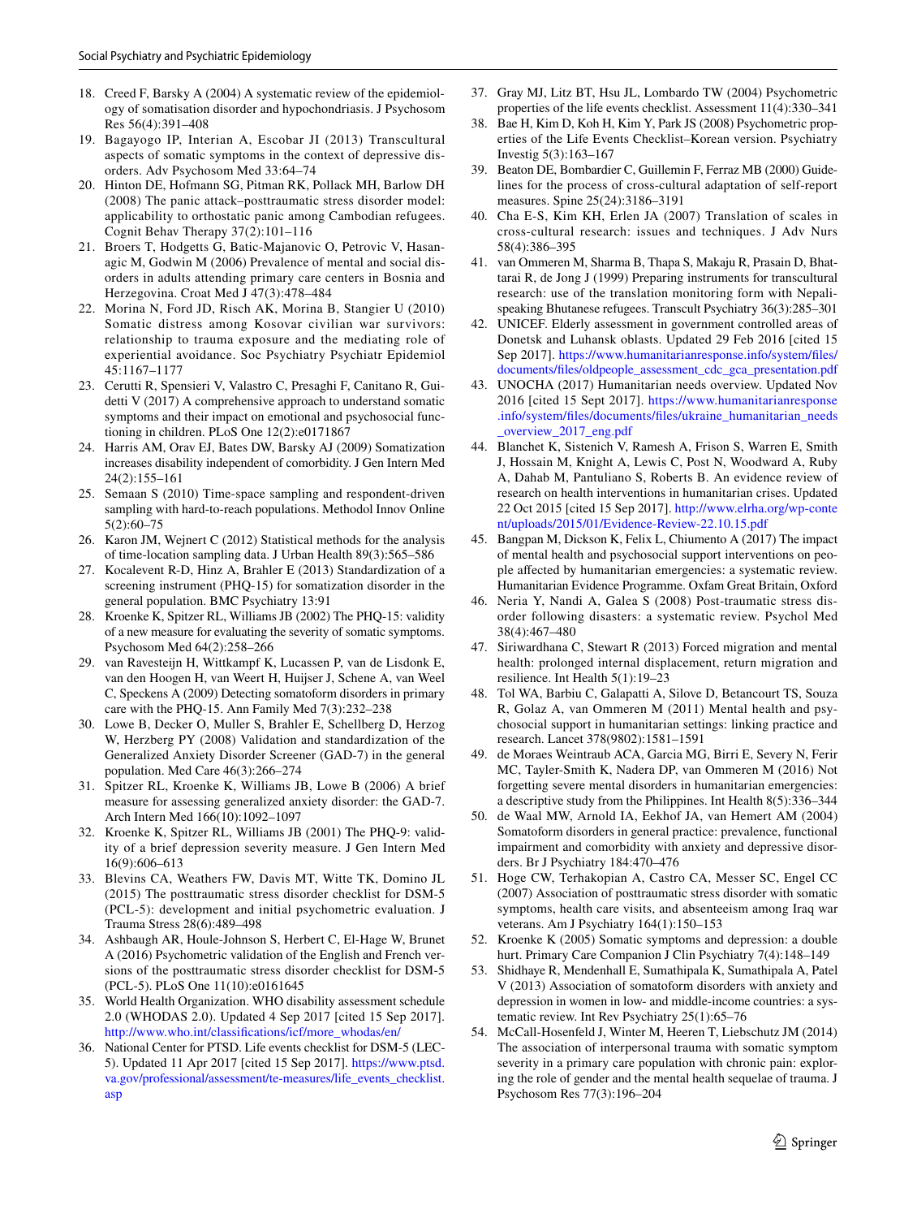18. Creed F, Barsky A (2004) A systematic review of the epidemiology of somatisation disorder and hypochondriasis. J Psychosom Res 56(4):391–408
19. Bagayogo IP, Interian A, Escobar JI (2013) Transcultural aspects of somatic symptoms in the context of depressive disorders. Adv Psychosom Med 33:64–74
20. Hinton DE, Hofmann SG, Pitman RK, Pollack MH, Barlow DH (2008) The panic attack–posttraumatic stress disorder model: applicability to orthostatic panic among Cambodian refugees. Cognit Behav Therapy 37(2):101–116
21. Broers T, Hodgetts G, Batic-Majanovic O, Petrovic V, Hasanagic M, Godwin M (2006) Prevalence of mental and social disorders in adults attending primary care centers in Bosnia and Herzegovina. Croat Med J 47(3):478–484
22. Morina N, Ford JD, Risch AK, Morina B, Stangier U (2010) Somatic distress among Kosovar civilian war survivors: relationship to trauma exposure and the mediating role of experiential avoidance. Soc Psychiatry Psychiatr Epidemiol 45:1167–1177
23. Cerutti R, Spensieri V, Valastro C, Presaghi F, Canitano R, Guidetti V (2017) A comprehensive approach to understand somatic symptoms and their impact on emotional and psychosocial functioning in children. PLoS One 12(2):e0171867
24. Harris AM, Orav EJ, Bates DW, Barsky AJ (2009) Somatization increases disability independent of comorbidity. J Gen Intern Med 24(2):155–161
25. Semaan S (2010) Time-space sampling and respondent-driven sampling with hard-to-reach populations. Methodol Innov Online 5(2):60–75
26. Karon JM, Wejnert C (2012) Statistical methods for the analysis of time-location sampling data. J Urban Health 89(3):565–586
27. Kocalevent R-D, Hinz A, Brahler E (2013) Standardization of a screening instrument (PHQ-15) for somatization disorder in the general population. BMC Psychiatry 13:91
28. Kroenke K, Spitzer RL, Williams JB (2002) The PHQ-15: validity of a new measure for evaluating the severity of somatic symptoms. Psychosom Med 64(2):258–266
29. van Ravesteijn H, Wittkampf K, Lucassen P, van de Lisdonk E, van den Hoogen H, van Weert H, Huijser J, Schene A, van Weel C, Speckens A (2009) Detecting somatoform disorders in primary care with the PHQ-15. Ann Family Med 7(3):232–238
30. Lowe B, Decker O, Muller S, Brahler E, Schellberg D, Herzog W, Herzberg PY (2008) Validation and standardization of the Generalized Anxiety Disorder Screener (GAD-7) in the general population. Med Care 46(3):266–274
31. Spitzer RL, Kroenke K, Williams JB, Lowe B (2006) A brief measure for assessing generalized anxiety disorder: the GAD-7. Arch Intern Med 166(10):1092–1097
32. Kroenke K, Spitzer RL, Williams JB (2001) The PHQ-9: validity of a brief depression severity measure. J Gen Intern Med 16(9):606–613
33. Blevins CA, Weathers FW, Davis MT, Witte TK, Domino JL (2015) The posttraumatic stress disorder checklist for DSM-5 (PCL-5): development and initial psychometric evaluation. J Trauma Stress 28(6):489–498
34. Ashbaugh AR, Houle-Johnson S, Herbert C, El-Hage W, Brunet A (2016) Psychometric validation of the English and French versions of the posttraumatic stress disorder checklist for DSM-5 (PCL-5). PLoS One 11(10):e0161645
35. World Health Organization. WHO disability assessment schedule 2.0 (WHODAS 2.0). Updated 4 Sep 2017 [cited 15 Sep 2017]. http://www.who.int/classifications/icf/more_whodas/en/
36. National Center for PTSD. Life events checklist for DSM-5 (LEC-5). Updated 11 Apr 2017 [cited 15 Sep 2017]. https://www.ptsd.va.gov/professional/assessment/te-measures/life_events_checklist.asp
37. Gray MJ, Litz BT, Hsu JL, Lombardo TW (2004) Psychometric properties of the life events checklist. Assessment 11(4):330–341
38. Bae H, Kim D, Koh H, Kim Y, Park JS (2008) Psychometric properties of the Life Events Checklist–Korean version. Psychiatry Investig 5(3):163–167
39. Beaton DE, Bombardier C, Guillemin F, Ferraz MB (2000) Guidelines for the process of cross-cultural adaptation of self-report measures. Spine 25(24):3186–3191
40. Cha E-S, Kim KH, Erlen JA (2007) Translation of scales in cross-cultural research: issues and techniques. J Adv Nurs 58(4):386–395
41. van Ommeren M, Sharma B, Thapa S, Makaju R, Prasain D, Bhattarai R, de Jong J (1999) Preparing instruments for transcultural research: use of the translation monitoring form with Nepali-speaking Bhutanese refugees. Transcult Psychiatry 36(3):285–301
42. UNICEF. Elderly assessment in government controlled areas of Donetsk and Luhansk oblasts. Updated 29 Feb 2016 [cited 15 Sep 2017]. https://www.humanitarianresponse.info/system/files/documents/files/oldpeople_assessment_cdc_gca_presentation.pdf
43. UNOCHA (2017) Humanitarian needs overview. Updated Nov 2016 [cited 15 Sept 2017]. https://www.humanitarianresponse.info/system/files/documents/files/ukraine_humanitarian_needs_overview_2017_eng.pdf
44. Blanchet K, Sistenich V, Ramesh A, Frison S, Warren E, Smith J, Hossain M, Knight A, Lewis C, Post N, Woodward A, Ruby A, Dahab M, Pantuliano S, Roberts B. An evidence review of research on health interventions in humanitarian crises. Updated 22 Oct 2015 [cited 15 Sep 2017]. http://www.elrha.org/wp-content/uploads/2015/01/Evidence-Review-22.10.15.pdf
45. Bangpan M, Dickson K, Felix L, Chiumento A (2017) The impact of mental health and psychosocial support interventions on people affected by humanitarian emergencies: a systematic review. Humanitarian Evidence Programme. Oxfam Great Britain, Oxford
46. Neria Y, Nandi A, Galea S (2008) Post-traumatic stress disorder following disasters: a systematic review. Psychol Med 38(4):467–480
47. Siriwardhana C, Stewart R (2013) Forced migration and mental health: prolonged internal displacement, return migration and resilience. Int Health 5(1):19–23
48. Tol WA, Barbiu C, Galapatti A, Silove D, Betancourt TS, Souza R, Golaz A, van Ommeren M (2011) Mental health and psychosocial support in humanitarian settings: linking practice and research. Lancet 378(9802):1581–1591
49. de Moraes Weintraub ACA, Garcia MG, Birri E, Severy N, Ferir MC, Tayler-Smith K, Nadera DP, van Ommeren M (2016) Not forgetting severe mental disorders in humanitarian emergencies: a descriptive study from the Philippines. Int Health 8(5):336–344
50. de Waal MW, Arnold IA, Eekhof JA, van Hemert AM (2004) Somatoform disorders in general practice: prevalence, functional impairment and comorbidity with anxiety and depressive disorders. Br J Psychiatry 184:470–476
51. Hoge CW, Terhakopian A, Castro CA, Messer SC, Engel CC (2007) Association of posttraumatic stress disorder with somatic symptoms, health care visits, and absenteeism among Iraq war veterans. Am J Psychiatry 164(1):150–153
52. Kroenke K (2005) Somatic symptoms and depression: a double hurt. Primary Care Companion J Clin Psychiatry 7(4):148–149
53. Shidhaye R, Mendenhall E, Sumathipala K, Sumathipala A, Patel V (2013) Association of somatoform disorders with anxiety and depression in women in low- and middle-income countries: a systematic review. Int Rev Psychiatry 25(1):65–76
54. McCall-Hosenfeld J, Winter M, Heeren T, Liebschutz JM (2014) The association of interpersonal trauma with somatic symptom severity in a primary care population with chronic pain: exploring the role of gender and the mental health sequelae of trauma. J Psychosom Res 77(3):196–204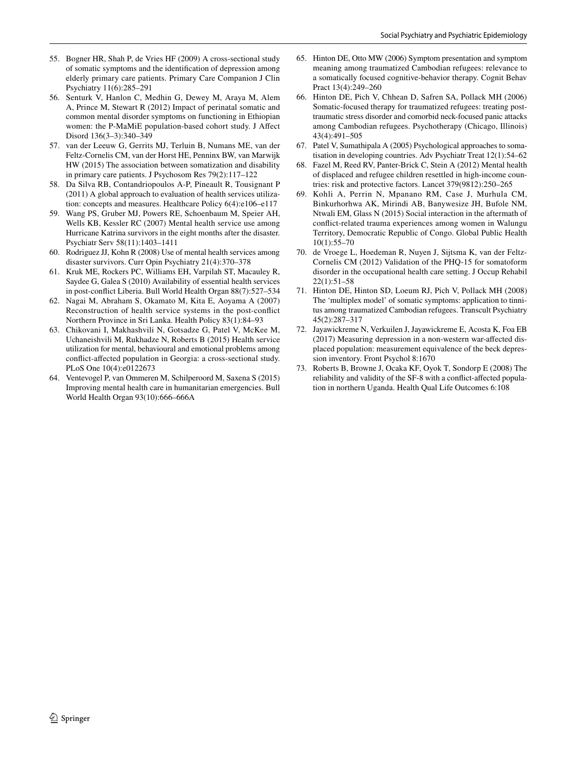55. Bogner HR, Shah P, de Vries HF (2009) A cross-sectional study of somatic symptoms and the identification of depression among elderly primary care patients. Primary Care Companion J Clin Psychiatry 11(6):285–291
56. Senturk V, Hanlon C, Medhin G, Dewey M, Araya M, Alem A, Prince M, Stewart R (2012) Impact of perinatal somatic and common mental disorder symptoms on functioning in Ethiopian women: the P-MaMiE population-based cohort study. J Affect Disord 136(3–3):340–349
57. van der Leeuw G, Gerrits MJ, Terluin B, Numans ME, van der Feltz-Cornelis CM, van der Horst HE, Penninx BW, van Marwijk HW (2015) The association between somatization and disability in primary care patients. J Psychosom Res 79(2):117–122
58. Da Silva RB, Contandriopoulos A-P, Pineault R, Tousignant P (2011) A global approach to evaluation of health services utilization: concepts and measures. Healthcare Policy 6(4):e106–e117
59. Wang PS, Gruber MJ, Powers RE, Schoenbaum M, Speier AH, Wells KB, Kessler RC (2007) Mental health service use among Hurricane Katrina survivors in the eight months after the disaster. Psychiatr Serv 58(11):1403–1411
60. Rodriguez JJ, Kohn R (2008) Use of mental health services among disaster survivors. Curr Opin Psychiatry 21(4):370–378
61. Kruk ME, Rockers PC, Williams EH, Varpilah ST, Macauley R, Saydee G, Galea S (2010) Availability of essential health services in post-conflict Liberia. Bull World Health Organ 88(7):527–534
62. Nagai M, Abraham S, Okamato M, Kita E, Aoyama A (2007) Reconstruction of health service systems in the post-conflict Northern Province in Sri Lanka. Health Policy 83(1):84–93
63. Chikovani I, Makhashvili N, Gotsadze G, Patel V, McKee M, Uchaneishvili M, Rukhadze N, Roberts B (2015) Health service utilization for mental, behavioural and emotional problems among conflict-affected population in Georgia: a cross-sectional study. PLoS One 10(4):e0122673
64. Ventevogel P, van Ommeren M, Schilperoord M, Saxena S (2015) Improving mental health care in humanitarian emergencies. Bull World Health Organ 93(10):666–666A
65. Hinton DE, Otto MW (2006) Symptom presentation and symptom meaning among traumatized Cambodian refugees: relevance to a somatically focused cognitive-behavior therapy. Cognit Behav Pract 13(4):249–260
66. Hinton DE, Pich V, Chhean D, Safren SA, Pollack MH (2006) Somatic-focused therapy for traumatized refugees: treating posttraumatic stress disorder and comorbid neck-focused panic attacks among Cambodian refugees. Psychotherapy (Chicago, Illinois) 43(4):491–505
67. Patel V, Sumathipala A (2005) Psychological approaches to somatisation in developing countries. Adv Psychiatr Treat 12(1):54–62
68. Fazel M, Reed RV, Panter-Brick C, Stein A (2012) Mental health of displaced and refugee children resettled in high-income countries: risk and protective factors. Lancet 379(9812):250–265
69. Kohli A, Perrin N, Mpanano RM, Case J, Murhula CM, Binkurhorhwa AK, Mirindi AB, Banywesize JH, Bufole NM, Ntwali EM, Glass N (2015) Social interaction in the aftermath of conflict-related trauma experiences among women in Walungu Territory, Democratic Republic of Congo. Global Public Health 10(1):55–70
70. de Vroege L, Hoedeman R, Nuyen J, Sijtsma K, van der Feltz-Cornelis CM (2012) Validation of the PHQ-15 for somatoform disorder in the occupational health care setting. J Occup Rehabil 22(1):51–58
71. Hinton DE, Hinton SD, Loeum RJ, Pich V, Pollack MH (2008) The 'multiplex model' of somatic symptoms: application to tinnitus among traumatized Cambodian refugees. Transcult Psychiatry 45(2):287–317
72. Jayawickreme N, Verkuilen J, Jayawickreme E, Acosta K, Foa EB (2017) Measuring depression in a non-western war-affected displaced population: measurement equivalence of the beck depression inventory. Front Psychol 8:1670
73. Roberts B, Browne J, Ocaka KF, Oyok T, Sondorp E (2008) The reliability and validity of the SF-8 with a conflict-affected population in northern Uganda. Health Qual Life Outcomes 6:108